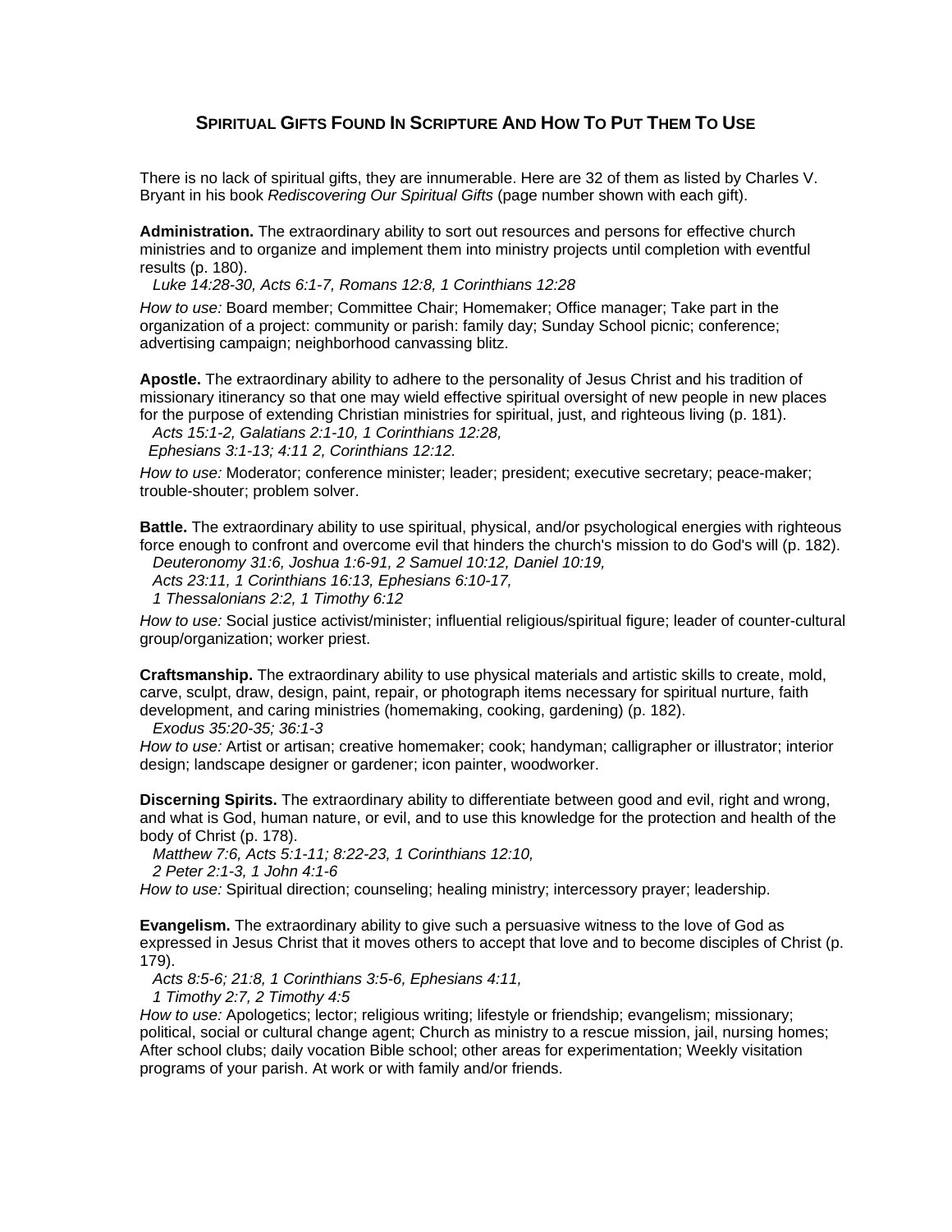## Spiritual Gifts Found In Scripture And How To Put Them To Use

There is no lack of spiritual gifts, they are innumerable. Here are 32 of them as listed by Charles V. Bryant in his book *Rediscovering Our Spiritual Gifts* (page number shown with each gift).

**Administration.** The extraordinary ability to sort out resources and persons for effective church ministries and to organize and implement them into ministry projects until completion with eventful results (p. 180).

*Luke 14:28-30, Acts 6:1-7, Romans 12:8, 1 Corinthians 12:28*

*How to use:* Board member; Committee Chair; Homemaker; Office manager; Take part in the organization of a project: community or parish: family day; Sunday School picnic; conference; advertising campaign; neighborhood canvassing blitz.

**Apostle.** The extraordinary ability to adhere to the personality of Jesus Christ and his tradition of missionary itinerancy so that one may wield effective spiritual oversight of new people in new places for the purpose of extending Christian ministries for spiritual, just, and righteous living (p. 181).

*Acts 15:1-2, Galatians 2:1-10, 1 Corinthians 12:28,*
*Ephesians 3:1-13; 4:11 2, Corinthians 12:12.*

*How to use:* Moderator; conference minister; leader; president; executive secretary; peace-maker; trouble-shouter; problem solver.

**Battle.** The extraordinary ability to use spiritual, physical, and/or psychological energies with righteous force enough to confront and overcome evil that hinders the church's mission to do God's will (p. 182).

*Deuteronomy 31:6, Joshua 1:6-91, 2 Samuel 10:12, Daniel 10:19,*
*Acts 23:11, 1 Corinthians 16:13, Ephesians 6:10-17,*
*1 Thessalonians 2:2, 1 Timothy 6:12*

*How to use:* Social justice activist/minister; influential religious/spiritual figure; leader of counter-cultural group/organization; worker priest.

**Craftsmanship.** The extraordinary ability to use physical materials and artistic skills to create, mold, carve, sculpt, draw, design, paint, repair, or photograph items necessary for spiritual nurture, faith development, and caring ministries (homemaking, cooking, gardening) (p. 182).

*Exodus 35:20-35; 36:1-3*

*How to use:* Artist or artisan; creative homemaker; cook; handyman; calligrapher or illustrator; interior design; landscape designer or gardener; icon painter, woodworker.

**Discerning Spirits.** The extraordinary ability to differentiate between good and evil, right and wrong, and what is God, human nature, or evil, and to use this knowledge for the protection and health of the body of Christ (p. 178).

*Matthew 7:6, Acts 5:1-11; 8:22-23, 1 Corinthians 12:10,*
*2 Peter 2:1-3, 1 John 4:1-6*

*How to use:* Spiritual direction; counseling; healing ministry; intercessory prayer; leadership.

**Evangelism.** The extraordinary ability to give such a persuasive witness to the love of God as expressed in Jesus Christ that it moves others to accept that love and to become disciples of Christ (p. 179).

*Acts 8:5-6; 21:8, 1 Corinthians 3:5-6, Ephesians 4:11,*
*1 Timothy 2:7, 2 Timothy 4:5*

*How to use:* Apologetics; lector; religious writing; lifestyle or friendship; evangelism; missionary; political, social or cultural change agent; Church as ministry to a rescue mission, jail, nursing homes; After school clubs; daily vocation Bible school; other areas for experimentation; Weekly visitation programs of your parish. At work or with family and/or friends.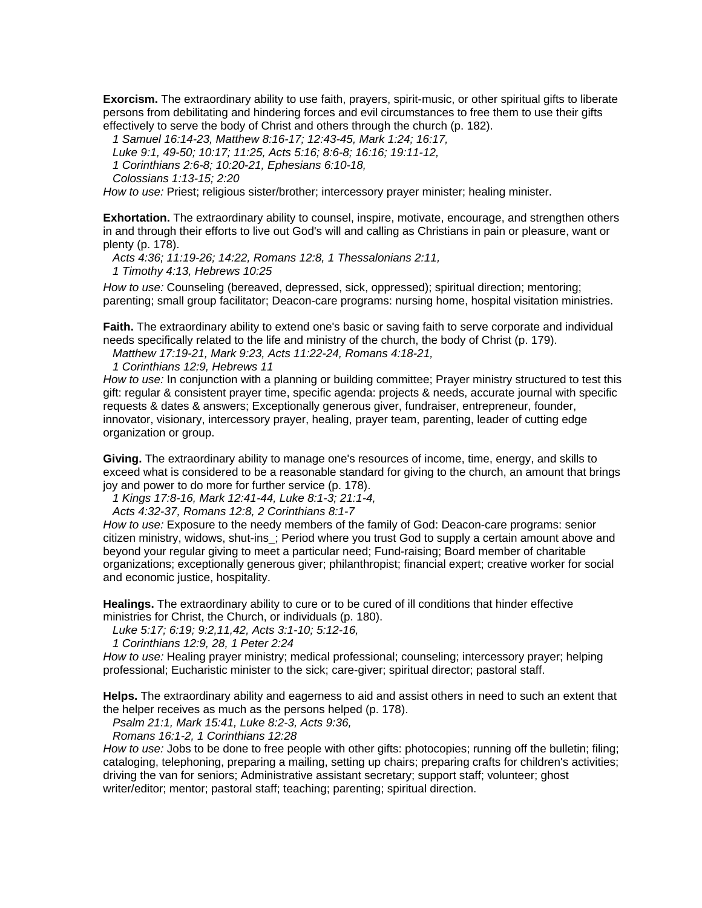**Exorcism.** The extraordinary ability to use faith, prayers, spirit-music, or other spiritual gifts to liberate persons from debilitating and hindering forces and evil circumstances to free them to use their gifts effectively to serve the body of Christ and others through the church (p. 182).

*1 Samuel 16:14-23, Matthew 8:16-17; 12:43-45, Mark 1:24; 16:17,*
*Luke 9:1, 49-50; 10:17; 11:25, Acts 5:16; 8:6-8; 16:16; 19:11-12,*
*1 Corinthians 2:6-8; 10:20-21, Ephesians 6:10-18,*
*Colossians 1:13-15; 2:20*

*How to use:* Priest; religious sister/brother; intercessory prayer minister; healing minister.

**Exhortation.** The extraordinary ability to counsel, inspire, motivate, encourage, and strengthen others in and through their efforts to live out God's will and calling as Christians in pain or pleasure, want or plenty (p. 178).

*Acts 4:36; 11:19-26; 14:22, Romans 12:8, 1 Thessalonians 2:11,*
*1 Timothy 4:13, Hebrews 10:25*

*How to use:* Counseling (bereaved, depressed, sick, oppressed); spiritual direction; mentoring; parenting; small group facilitator; Deacon-care programs: nursing home, hospital visitation ministries.

**Faith.** The extraordinary ability to extend one's basic or saving faith to serve corporate and individual needs specifically related to the life and ministry of the church, the body of Christ (p. 179).

*Matthew 17:19-21, Mark 9:23, Acts 11:22-24, Romans 4:18-21,*
*1 Corinthians 12:9, Hebrews 11*

*How to use:* In conjunction with a planning or building committee; Prayer ministry structured to test this gift: regular & consistent prayer time, specific agenda: projects & needs, accurate journal with specific requests & dates & answers; Exceptionally generous giver, fundraiser, entrepreneur, founder, innovator, visionary, intercessory prayer, healing, prayer team, parenting, leader of cutting edge organization or group.

**Giving.** The extraordinary ability to manage one's resources of income, time, energy, and skills to exceed what is considered to be a reasonable standard for giving to the church, an amount that brings joy and power to do more for further service (p. 178).

*1 Kings 17:8-16, Mark 12:41-44, Luke 8:1-3; 21:1-4,*
*Acts 4:32-37, Romans 12:8, 2 Corinthians 8:1-7*

*How to use:* Exposure to the needy members of the family of God: Deacon-care programs: senior citizen ministry, widows, shut-ins_; Period where you trust God to supply a certain amount above and beyond your regular giving to meet a particular need; Fund-raising; Board member of charitable organizations; exceptionally generous giver; philanthropist; financial expert; creative worker for social and economic justice, hospitality.

**Healings.** The extraordinary ability to cure or to be cured of ill conditions that hinder effective ministries for Christ, the Church, or individuals (p. 180).

*Luke 5:17; 6:19; 9:2,11,42, Acts 3:1-10; 5:12-16,*
*1 Corinthians 12:9, 28, 1 Peter 2:24*

*How to use:* Healing prayer ministry; medical professional; counseling; intercessory prayer; helping professional; Eucharistic minister to the sick; care-giver; spiritual director; pastoral staff.

**Helps.** The extraordinary ability and eagerness to aid and assist others in need to such an extent that the helper receives as much as the persons helped (p. 178).

*Psalm 21:1, Mark 15:41, Luke 8:2-3, Acts 9:36,*
*Romans 16:1-2, 1 Corinthians 12:28*

*How to use:* Jobs to be done to free people with other gifts: photocopies; running off the bulletin; filing; cataloging, telephoning, preparing a mailing, setting up chairs; preparing crafts for children's activities; driving the van for seniors; Administrative assistant secretary; support staff; volunteer; ghost writer/editor; mentor; pastoral staff; teaching; parenting; spiritual direction.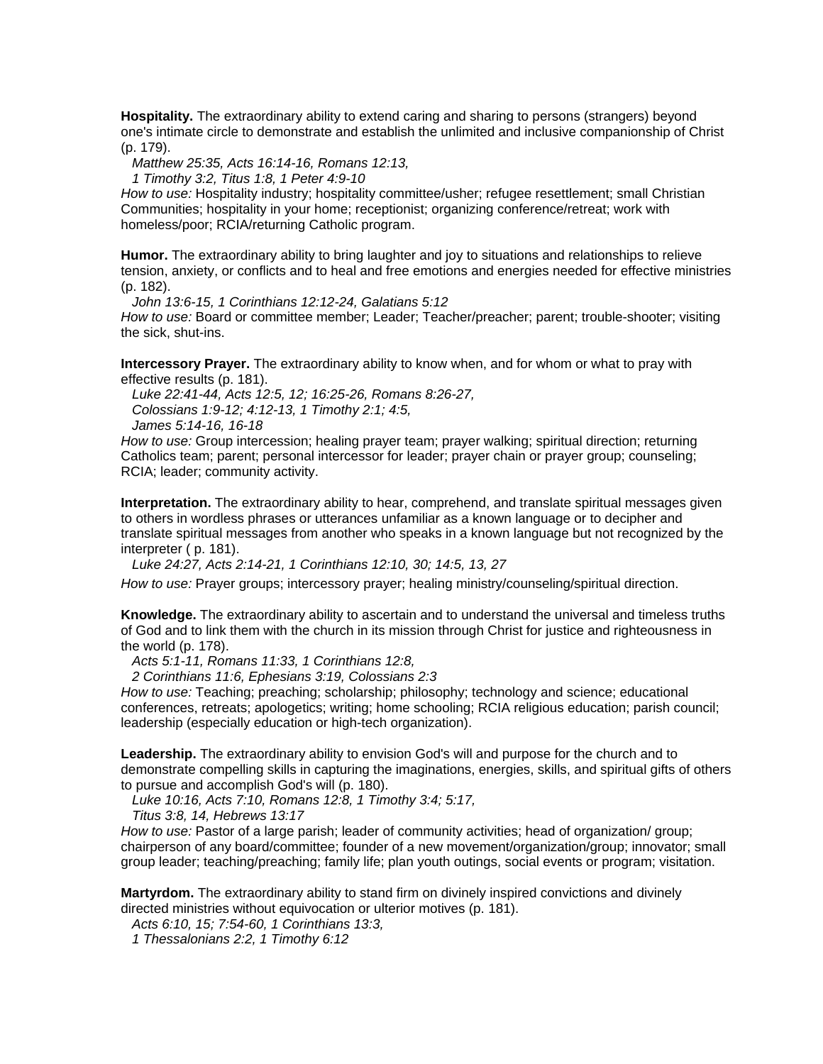**Hospitality.** The extraordinary ability to extend caring and sharing to persons (strangers) beyond one's intimate circle to demonstrate and establish the unlimited and inclusive companionship of Christ (p. 179).

*Matthew 25:35, Acts 16:14-16, Romans 12:13,*
*1 Timothy 3:2, Titus 1:8, 1 Peter 4:9-10*

*How to use:* Hospitality industry; hospitality committee/usher; refugee resettlement; small Christian Communities; hospitality in your home; receptionist; organizing conference/retreat; work with homeless/poor; RCIA/returning Catholic program.

**Humor.** The extraordinary ability to bring laughter and joy to situations and relationships to relieve tension, anxiety, or conflicts and to heal and free emotions and energies needed for effective ministries (p. 182).

*John 13:6-15, 1 Corinthians 12:12-24, Galatians 5:12*

*How to use:* Board or committee member; Leader; Teacher/preacher; parent; trouble-shooter; visiting the sick, shut-ins.

**Intercessory Prayer.** The extraordinary ability to know when, and for whom or what to pray with effective results (p. 181).

*Luke 22:41-44, Acts 12:5, 12; 16:25-26, Romans 8:26-27,*
*Colossians 1:9-12; 4:12-13, 1 Timothy 2:1; 4:5,*
*James 5:14-16, 16-18*

*How to use:* Group intercession; healing prayer team; prayer walking; spiritual direction; returning Catholics team; parent; personal intercessor for leader; prayer chain or prayer group; counseling; RCIA; leader; community activity.

**Interpretation.** The extraordinary ability to hear, comprehend, and translate spiritual messages given to others in wordless phrases or utterances unfamiliar as a known language or to decipher and translate spiritual messages from another who speaks in a known language but not recognized by the interpreter ( p. 181).

*Luke 24:27, Acts 2:14-21, 1 Corinthians 12:10, 30; 14:5, 13, 27*

*How to use:* Prayer groups; intercessory prayer; healing ministry/counseling/spiritual direction.

**Knowledge.** The extraordinary ability to ascertain and to understand the universal and timeless truths of God and to link them with the church in its mission through Christ for justice and righteousness in the world (p. 178).

*Acts 5:1-11, Romans 11:33, 1 Corinthians 12:8,*
*2 Corinthians 11:6, Ephesians 3:19, Colossians 2:3*

*How to use:* Teaching; preaching; scholarship; philosophy; technology and science; educational conferences, retreats; apologetics; writing; home schooling; RCIA religious education; parish council; leadership (especially education or high-tech organization).

**Leadership.** The extraordinary ability to envision God's will and purpose for the church and to demonstrate compelling skills in capturing the imaginations, energies, skills, and spiritual gifts of others to pursue and accomplish God's will (p. 180).

*Luke 10:16, Acts 7:10, Romans 12:8, 1 Timothy 3:4; 5:17,*
*Titus 3:8, 14, Hebrews 13:17*

*How to use:* Pastor of a large parish; leader of community activities; head of organization/ group; chairperson of any board/committee; founder of a new movement/organization/group; innovator; small group leader; teaching/preaching; family life; plan youth outings, social events or program; visitation.

**Martyrdom.** The extraordinary ability to stand firm on divinely inspired convictions and divinely directed ministries without equivocation or ulterior motives (p. 181).

*Acts 6:10, 15; 7:54-60, 1 Corinthians 13:3,*
*1 Thessalonians 2:2, 1 Timothy 6:12*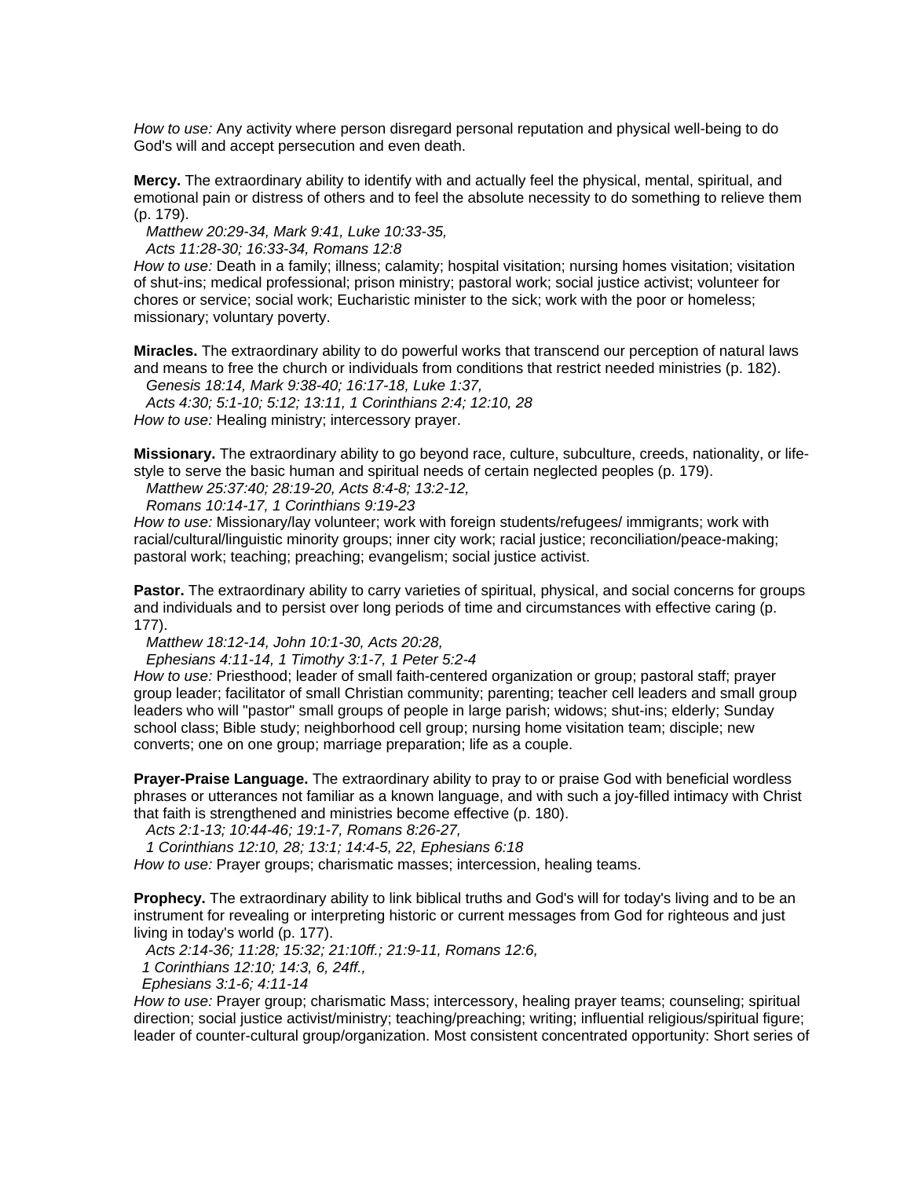*How to use:* Any activity where person disregard personal reputation and physical well-being to do God's will and accept persecution and even death.

**Mercy.** The extraordinary ability to identify with and actually feel the physical, mental, spiritual, and emotional pain or distress of others and to feel the absolute necessity to do something to relieve them (p. 179).

*Matthew 20:29-34, Mark 9:41, Luke 10:33-35,*
*Acts 11:28-30; 16:33-34, Romans 12:8*

*How to use:* Death in a family; illness; calamity; hospital visitation; nursing homes visitation; visitation of shut-ins; medical professional; prison ministry; pastoral work; social justice activist; volunteer for chores or service; social work; Eucharistic minister to the sick; work with the poor or homeless; missionary; voluntary poverty.

**Miracles.** The extraordinary ability to do powerful works that transcend our perception of natural laws and means to free the church or individuals from conditions that restrict needed ministries (p. 182).

*Genesis 18:14, Mark 9:38-40; 16:17-18, Luke 1:37,*
*Acts 4:30; 5:1-10; 5:12; 13:11, 1 Corinthians 2:4; 12:10, 28*

*How to use:* Healing ministry; intercessory prayer.

**Missionary.** The extraordinary ability to go beyond race, culture, subculture, creeds, nationality, or life-style to serve the basic human and spiritual needs of certain neglected peoples (p. 179).

*Matthew 25:37:40; 28:19-20, Acts 8:4-8; 13:2-12,*
*Romans 10:14-17, 1 Corinthians 9:19-23*

*How to use:* Missionary/lay volunteer; work with foreign students/refugees/ immigrants; work with racial/cultural/linguistic minority groups; inner city work; racial justice; reconciliation/peace-making; pastoral work; teaching; preaching; evangelism; social justice activist.

**Pastor.** The extraordinary ability to carry varieties of spiritual, physical, and social concerns for groups and individuals and to persist over long periods of time and circumstances with effective caring (p. 177).

*Matthew 18:12-14, John 10:1-30, Acts 20:28,*
*Ephesians 4:11-14, 1 Timothy 3:1-7, 1 Peter 5:2-4*

*How to use:* Priesthood; leader of small faith-centered organization or group; pastoral staff; prayer group leader; facilitator of small Christian community; parenting; teacher cell leaders and small group leaders who will "pastor" small groups of people in large parish; widows; shut-ins; elderly; Sunday school class; Bible study; neighborhood cell group; nursing home visitation team; disciple; new converts; one on one group; marriage preparation; life as a couple.

**Prayer-Praise Language.** The extraordinary ability to pray to or praise God with beneficial wordless phrases or utterances not familiar as a known language, and with such a joy-filled intimacy with Christ that faith is strengthened and ministries become effective (p. 180).

*Acts 2:1-13; 10:44-46; 19:1-7, Romans 8:26-27,*
*1 Corinthians 12:10, 28; 13:1; 14:4-5, 22, Ephesians 6:18*

*How to use:* Prayer groups; charismatic masses; intercession, healing teams.

**Prophecy.** The extraordinary ability to link biblical truths and God's will for today's living and to be an instrument for revealing or interpreting historic or current messages from God for righteous and just living in today's world (p. 177).

*Acts 2:14-36; 11:28; 15:32; 21:10ff.; 21:9-11, Romans 12:6,*
*1 Corinthians 12:10; 14:3, 6, 24ff.,*
*Ephesians 3:1-6; 4:11-14*

*How to use:* Prayer group; charismatic Mass; intercessory, healing prayer teams; counseling; spiritual direction; social justice activist/ministry; teaching/preaching; writing; influential religious/spiritual figure; leader of counter-cultural group/organization. Most consistent concentrated opportunity: Short series of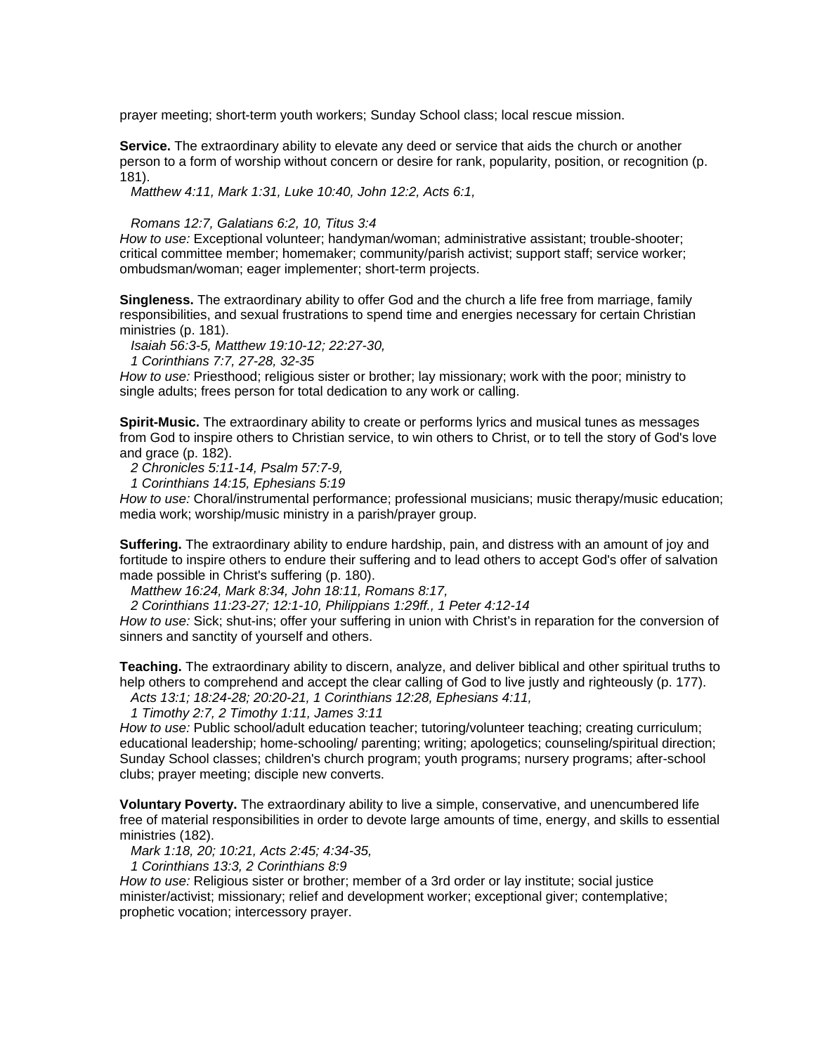prayer meeting; short-term youth workers; Sunday School class; local rescue mission.

**Service.** The extraordinary ability to elevate any deed or service that aids the church or another person to a form of worship without concern or desire for rank, popularity, position, or recognition (p. 181).

*Matthew 4:11, Mark 1:31, Luke 10:40, John 12:2, Acts 6:1,*

*Romans 12:7, Galatians 6:2, 10, Titus 3:4*

*How to use:* Exceptional volunteer; handyman/woman; administrative assistant; trouble-shooter; critical committee member; homemaker; community/parish activist; support staff; service worker; ombudsman/woman; eager implementer; short-term projects.

**Singleness.** The extraordinary ability to offer God and the church a life free from marriage, family responsibilities, and sexual frustrations to spend time and energies necessary for certain Christian ministries (p. 181).

*Isaiah 56:3-5, Matthew 19:10-12; 22:27-30,*
*1 Corinthians 7:7, 27-28, 32-35*

*How to use:* Priesthood; religious sister or brother; lay missionary; work with the poor; ministry to single adults; frees person for total dedication to any work or calling.

**Spirit-Music.** The extraordinary ability to create or performs lyrics and musical tunes as messages from God to inspire others to Christian service, to win others to Christ, or to tell the story of God's love and grace (p. 182).

*2 Chronicles 5:11-14, Psalm 57:7-9,*
*1 Corinthians 14:15, Ephesians 5:19*

*How to use:* Choral/instrumental performance; professional musicians; music therapy/music education; media work; worship/music ministry in a parish/prayer group.

**Suffering.** The extraordinary ability to endure hardship, pain, and distress with an amount of joy and fortitude to inspire others to endure their suffering and to lead others to accept God's offer of salvation made possible in Christ's suffering (p. 180).

*Matthew 16:24, Mark 8:34, John 18:11, Romans 8:17,*
*2 Corinthians 11:23-27; 12:1-10, Philippians 1:29ff., 1 Peter 4:12-14*

*How to use:* Sick; shut-ins; offer your suffering in union with Christ's in reparation for the conversion of sinners and sanctity of yourself and others.

**Teaching.** The extraordinary ability to discern, analyze, and deliver biblical and other spiritual truths to help others to comprehend and accept the clear calling of God to live justly and righteously (p. 177).

*Acts 13:1; 18:24-28; 20:20-21, 1 Corinthians 12:28, Ephesians 4:11,*
*1 Timothy 2:7, 2 Timothy 1:11, James 3:11*

*How to use:* Public school/adult education teacher; tutoring/volunteer teaching; creating curriculum; educational leadership; home-schooling/ parenting; writing; apologetics; counseling/spiritual direction; Sunday School classes; children's church program; youth programs; nursery programs; after-school clubs; prayer meeting; disciple new converts.

**Voluntary Poverty.** The extraordinary ability to live a simple, conservative, and unencumbered life free of material responsibilities in order to devote large amounts of time, energy, and skills to essential ministries (182).

*Mark 1:18, 20; 10:21, Acts 2:45; 4:34-35,*
*1 Corinthians 13:3, 2 Corinthians 8:9*

*How to use:* Religious sister or brother; member of a 3rd order or lay institute; social justice minister/activist; missionary; relief and development worker; exceptional giver; contemplative; prophetic vocation; intercessory prayer.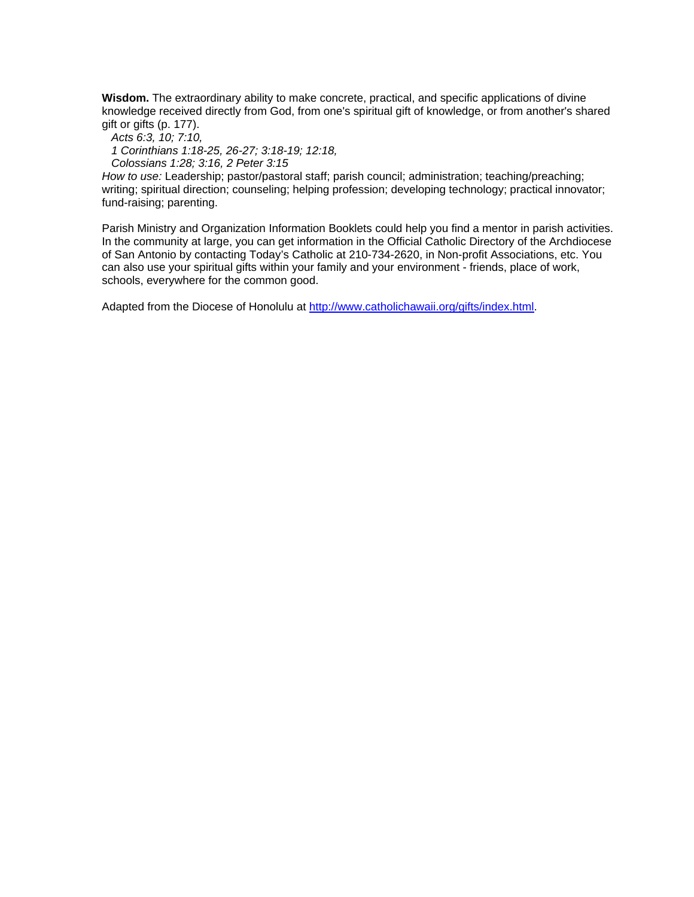**Wisdom.** The extraordinary ability to make concrete, practical, and specific applications of divine knowledge received directly from God, from one's spiritual gift of knowledge, or from another's shared gift or gifts (p. 177).

*Acts 6:3, 10; 7:10,*
*1 Corinthians 1:18-25, 26-27; 3:18-19; 12:18,*
*Colossians 1:28; 3:16, 2 Peter 3:15*

*How to use:* Leadership; pastor/pastoral staff; parish council; administration; teaching/preaching; writing; spiritual direction; counseling; helping profession; developing technology; practical innovator; fund-raising; parenting.

Parish Ministry and Organization Information Booklets could help you find a mentor in parish activities. In the community at large, you can get information in the Official Catholic Directory of the Archdiocese of San Antonio by contacting Today's Catholic at 210-734-2620, in Non-profit Associations, etc. You can also use your spiritual gifts within your family and your environment - friends, place of work, schools, everywhere for the common good.

Adapted from the Diocese of Honolulu at [http://www.catholichawaii.org/gifts/index.html](http://www.catholichawaii.org/gifts/index.html).